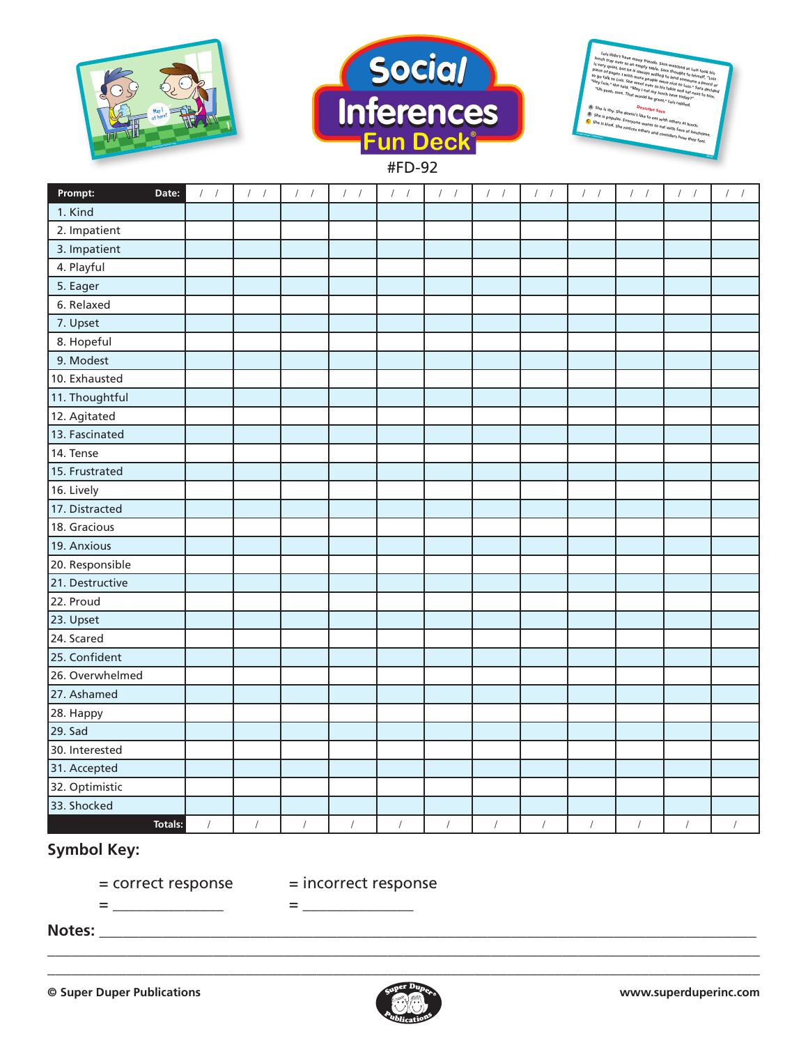# Social Inferences Fun Deck®

#FD-92

| Prompt: Date: | / / | / / | / / | / / | / / | / / | / / | / / | / / | / / | / / | / / |
|---|---|---|---|---|---|---|---|---|---|---|---|---|
| 1. Kind | | | | | | | | | | | | |
| 2. Impatient | | | | | | | | | | | | |
| 3. Impatient | | | | | | | | | | | | |
| 4. Playful | | | | | | | | | | | | |
| 5. Eager | | | | | | | | | | | | |
| 6. Relaxed | | | | | | | | | | | | |
| 7. Upset | | | | | | | | | | | | |
| 8. Hopeful | | | | | | | | | | | | |
| 9. Modest | | | | | | | | | | | | |
| 10. Exhausted | | | | | | | | | | | | |
| 11. Thoughtful | | | | | | | | | | | | |
| 12. Agitated | | | | | | | | | | | | |
| 13. Fascinated | | | | | | | | | | | | |
| 14. Tense | | | | | | | | | | | | |
| 15. Frustrated | | | | | | | | | | | | |
| 16. Lively | | | | | | | | | | | | |
| 17. Distracted | | | | | | | | | | | | |
| 18. Gracious | | | | | | | | | | | | |
| 19. Anxious | | | | | | | | | | | | |
| 20. Responsible | | | | | | | | | | | | |
| 21. Destructive | | | | | | | | | | | | |
| 22. Proud | | | | | | | | | | | | |
| 23. Upset | | | | | | | | | | | | |
| 24. Scared | | | | | | | | | | | | |
| 25. Confident | | | | | | | | | | | | |
| 26. Overwhelmed | | | | | | | | | | | | |
| 27. Ashamed | | | | | | | | | | | | |
| 28. Happy | | | | | | | | | | | | |
| 29. Sad | | | | | | | | | | | | |
| 30. Interested | | | | | | | | | | | | |
| 31. Accepted | | | | | | | | | | | | |
| 32. Optimistic | | | | | | | | | | | | |
| 33. Shocked | | | | | | | | | | | | |
| Totals: | / | / | / | / | / | / | / | / | / | / | / | / |

**Symbol Key:**

= correct response     = incorrect response

= _______________     = _______________

**Notes:** ________________________________________________________________________

________________________________________________________________________

________________________________________________________________________

© Super Duper Publications     www.superduperinc.com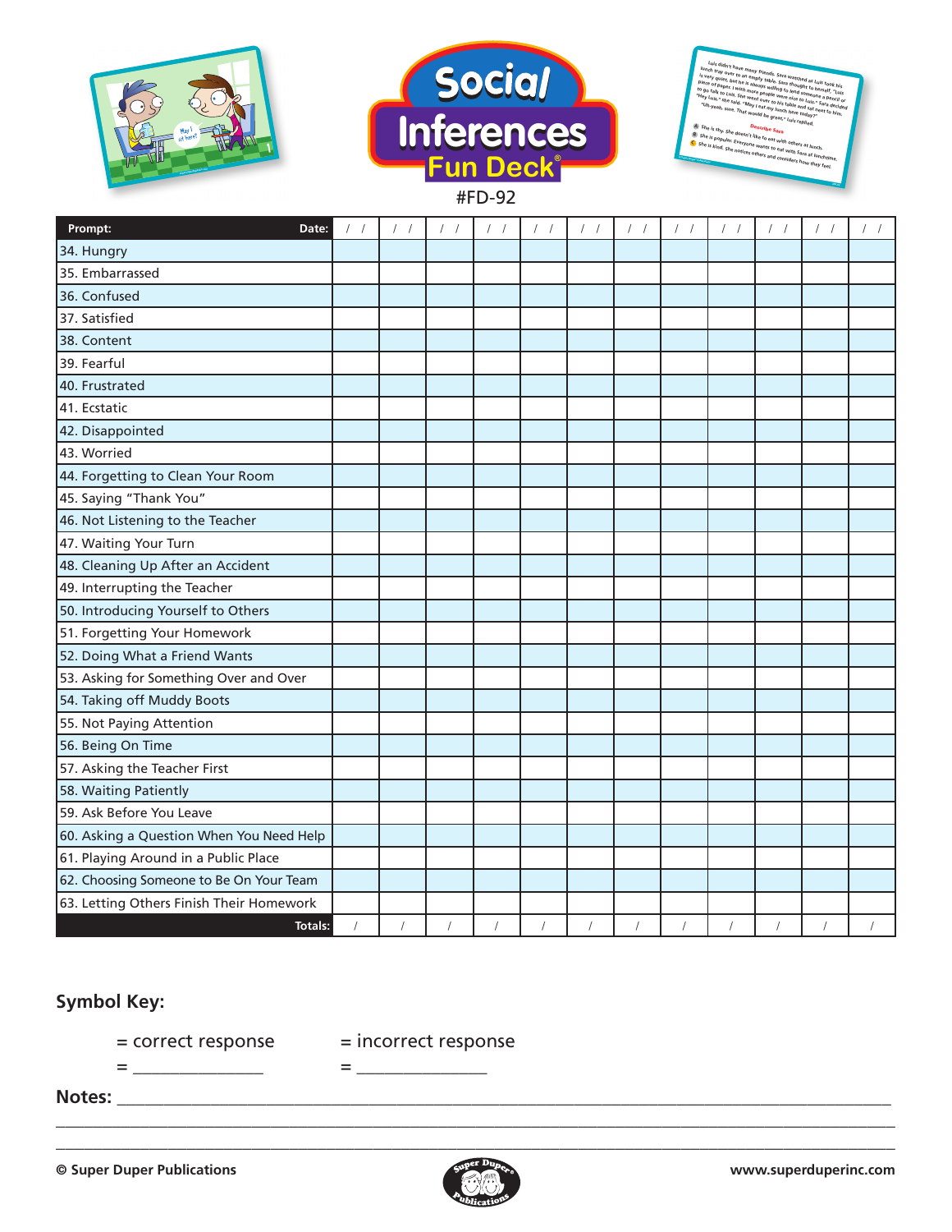# Social Inferences Fun Deck®

#FD-92

| Prompt: Date: | / / | / / | / / | / / | / / | / / | / / | / / | / / | / / | / / | / / |
|---|---|---|---|---|---|---|---|---|---|---|---|---|
| 34. Hungry | | | | | | | | | | | | |
| 35. Embarrassed | | | | | | | | | | | | |
| 36. Confused | | | | | | | | | | | | |
| 37. Satisfied | | | | | | | | | | | | |
| 38. Content | | | | | | | | | | | | |
| 39. Fearful | | | | | | | | | | | | |
| 40. Frustrated | | | | | | | | | | | | |
| 41. Ecstatic | | | | | | | | | | | | |
| 42. Disappointed | | | | | | | | | | | | |
| 43. Worried | | | | | | | | | | | | |
| 44. Forgetting to Clean Your Room | | | | | | | | | | | | |
| 45. Saying "Thank You" | | | | | | | | | | | | |
| 46. Not Listening to the Teacher | | | | | | | | | | | | |
| 47. Waiting Your Turn | | | | | | | | | | | | |
| 48. Cleaning Up After an Accident | | | | | | | | | | | | |
| 49. Interrupting the Teacher | | | | | | | | | | | | |
| 50. Introducing Yourself to Others | | | | | | | | | | | | |
| 51. Forgetting Your Homework | | | | | | | | | | | | |
| 52. Doing What a Friend Wants | | | | | | | | | | | | |
| 53. Asking for Something Over and Over | | | | | | | | | | | | |
| 54. Taking off Muddy Boots | | | | | | | | | | | | |
| 55. Not Paying Attention | | | | | | | | | | | | |
| 56. Being On Time | | | | | | | | | | | | |
| 57. Asking the Teacher First | | | | | | | | | | | | |
| 58. Waiting Patiently | | | | | | | | | | | | |
| 59. Ask Before You Leave | | | | | | | | | | | | |
| 60. Asking a Question When You Need Help | | | | | | | | | | | | |
| 61. Playing Around in a Public Place | | | | | | | | | | | | |
| 62. Choosing Someone to Be On Your Team | | | | | | | | | | | | |
| 63. Letting Others Finish Their Homework | | | | | | | | | | | | |
| Totals: | / | / | / | / | / | / | / | / | / | / | / | / |

**Symbol Key:**

= correct response = incorrect response

= _______________ = _______________

**Notes:** ____________________________________________________________

____________________________________________________________

____________________________________________________________

**© Super Duper Publications** **www.superduperinc.com**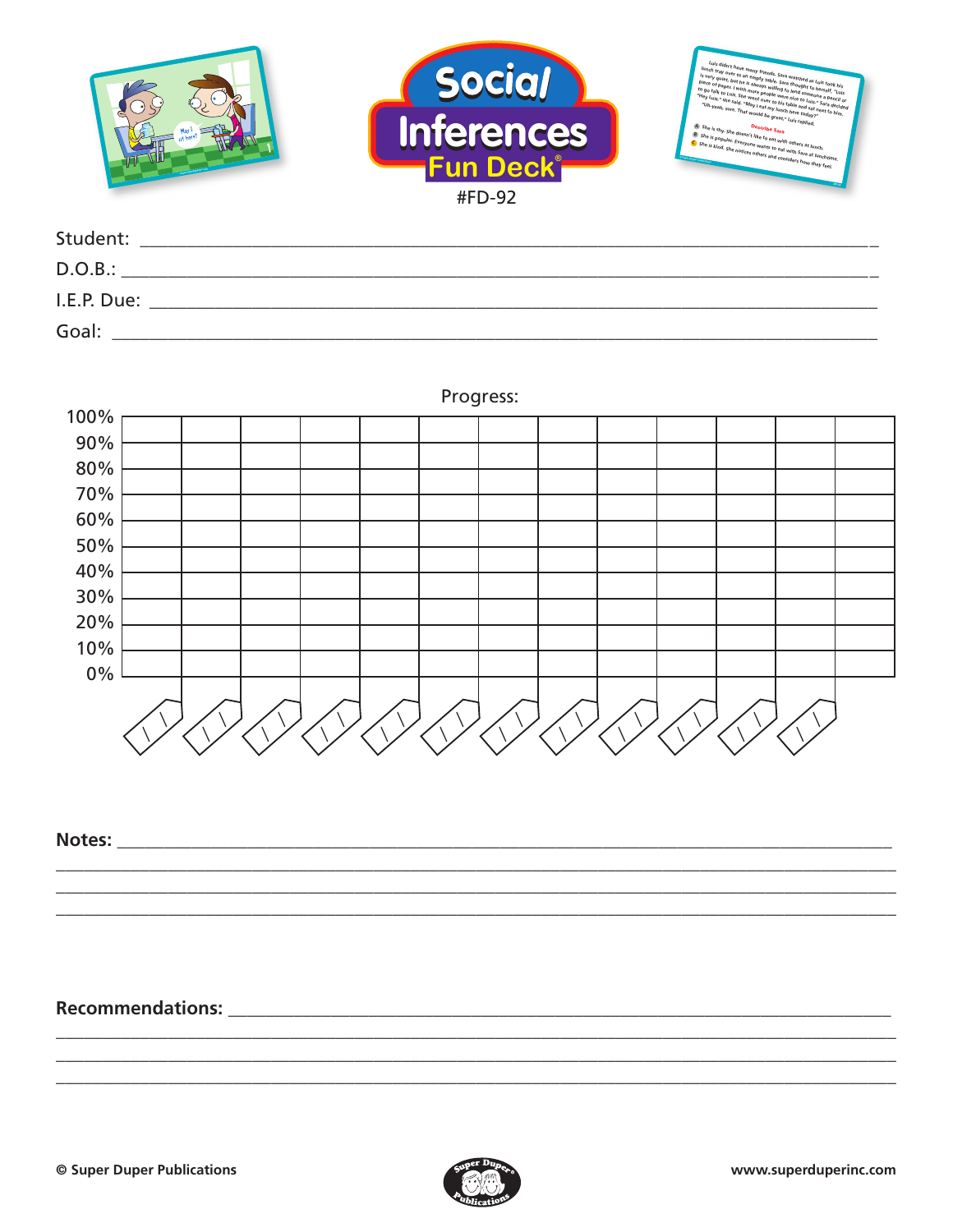# Social Inferences Fun Deck®

#FD-92

Student: \_\_\_\_\_\_\_\_\_\_\_\_\_\_\_\_\_\_\_\_\_\_\_\_\_\_\_\_\_\_\_\_\_\_\_\_\_\_\_\_

D.O.B.: \_\_\_\_\_\_\_\_\_\_\_\_\_\_\_\_\_\_\_\_\_\_\_\_\_\_\_\_\_\_\_\_\_\_\_\_\_\_\_\_

I.E.P. Due: \_\_\_\_\_\_\_\_\_\_\_\_\_\_\_\_\_\_\_\_\_\_\_\_\_\_\_\_\_\_\_\_\_\_\_\_\_\_\_\_

Goal: \_\_\_\_\_\_\_\_\_\_\_\_\_\_\_\_\_\_\_\_\_\_\_\_\_\_\_\_\_\_\_\_\_\_\_\_\_\_\_\_

Progress:

100%
90%
80%
70%
60%
50%
40%
30%
20%
10%
0%

**Notes:** \_\_\_\_\_\_\_\_\_\_\_\_\_\_\_\_\_\_\_\_\_\_\_\_\_\_\_\_\_\_\_\_\_\_\_\_\_\_\_\_

\_\_\_\_\_\_\_\_\_\_\_\_\_\_\_\_\_\_\_\_\_\_\_\_\_\_\_\_\_\_\_\_\_\_\_\_\_\_\_\_

\_\_\_\_\_\_\_\_\_\_\_\_\_\_\_\_\_\_\_\_\_\_\_\_\_\_\_\_\_\_\_\_\_\_\_\_\_\_\_\_

\_\_\_\_\_\_\_\_\_\_\_\_\_\_\_\_\_\_\_\_\_\_\_\_\_\_\_\_\_\_\_\_\_\_\_\_\_\_\_\_

**Recommendations:** \_\_\_\_\_\_\_\_\_\_\_\_\_\_\_\_\_\_\_\_\_\_\_\_\_\_\_\_\_\_\_\_\_\_\_\_\_\_\_\_

\_\_\_\_\_\_\_\_\_\_\_\_\_\_\_\_\_\_\_\_\_\_\_\_\_\_\_\_\_\_\_\_\_\_\_\_\_\_\_\_

\_\_\_\_\_\_\_\_\_\_\_\_\_\_\_\_\_\_\_\_\_\_\_\_\_\_\_\_\_\_\_\_\_\_\_\_\_\_\_\_

\_\_\_\_\_\_\_\_\_\_\_\_\_\_\_\_\_\_\_\_\_\_\_\_\_\_\_\_\_\_\_\_\_\_\_\_\_\_\_\_

**© Super Duper Publications** **www.superduperinc.com**